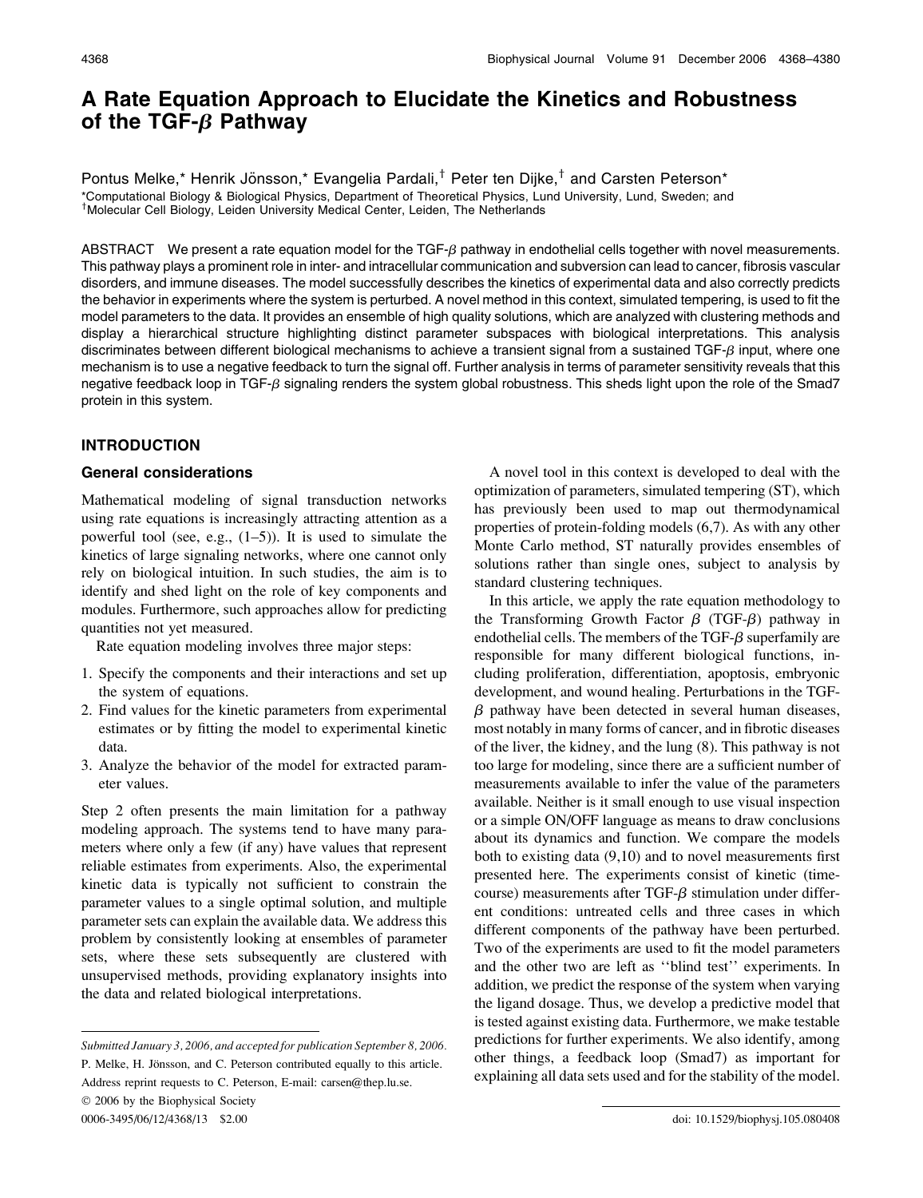# A Rate Equation Approach to Elucidate the Kinetics and Robustness of the TGF-$\beta$ Pathway

Pontus Melke,* Henrik Jönsson,* Evangelia Pardali,† Peter ten Dijke,† and Carsten Peterson*

*Computational Biology & Biological Physics, Department of Theoretical Physics, Lund University, Lund, Sweden; and
†Molecular Cell Biology, Leiden University Medical Center, Leiden, The Netherlands

ABSTRACT We present a rate equation model for the TGF-$\beta$ pathway in endothelial cells together with novel measurements. This pathway plays a prominent role in inter- and intracellular communication and subversion can lead to cancer, fibrosis vascular disorders, and immune diseases. The model successfully describes the kinetics of experimental data and also correctly predicts the behavior in experiments where the system is perturbed. A novel method in this context, simulated tempering, is used to fit the model parameters to the data. It provides an ensemble of high quality solutions, which are analyzed with clustering methods and display a hierarchical structure highlighting distinct parameter subspaces with biological interpretations. This analysis discriminates between different biological mechanisms to achieve a transient signal from a sustained TGF-$\beta$ input, where one mechanism is to use a negative feedback to turn the signal off. Further analysis in terms of parameter sensitivity reveals that this negative feedback loop in TGF-$\beta$ signaling renders the system global robustness. This sheds light upon the role of the Smad7 protein in this system.

## INTRODUCTION

### General considerations

Mathematical modeling of signal transduction networks using rate equations is increasingly attracting attention as a powerful tool (see, e.g., (1–5)). It is used to simulate the kinetics of large signaling networks, where one cannot only rely on biological intuition. In such studies, the aim is to identify and shed light on the role of key components and modules. Furthermore, such approaches allow for predicting quantities not yet measured.

Rate equation modeling involves three major steps:

1. Specify the components and their interactions and set up the system of equations.
2. Find values for the kinetic parameters from experimental estimates or by fitting the model to experimental kinetic data.
3. Analyze the behavior of the model for extracted parameter values.

Step 2 often presents the main limitation for a pathway modeling approach. The systems tend to have many parameters where only a few (if any) have values that represent reliable estimates from experiments. Also, the experimental kinetic data is typically not sufficient to constrain the parameter values to a single optimal solution, and multiple parameter sets can explain the available data. We address this problem by consistently looking at ensembles of parameter sets, where these sets subsequently are clustered with unsupervised methods, providing explanatory insights into the data and related biological interpretations.

A novel tool in this context is developed to deal with the optimization of parameters, simulated tempering (ST), which has previously been used to map out thermodynamical properties of protein-folding models (6,7). As with any other Monte Carlo method, ST naturally provides ensembles of solutions rather than single ones, subject to analysis by standard clustering techniques.

In this article, we apply the rate equation methodology to the Transforming Growth Factor $\beta$ (TGF-$\beta$) pathway in endothelial cells. The members of the TGF-$\beta$ superfamily are responsible for many different biological functions, including proliferation, differentiation, apoptosis, embryonic development, and wound healing. Perturbations in the TGF-$\beta$ pathway have been detected in several human diseases, most notably in many forms of cancer, and in fibrotic diseases of the liver, the kidney, and the lung (8). This pathway is not too large for modeling, since there are a sufficient number of measurements available to infer the value of the parameters available. Neither is it small enough to use visual inspection or a simple ON/OFF language as means to draw conclusions about its dynamics and function. We compare the models both to existing data (9,10) and to novel measurements first presented here. The experiments consist of kinetic (time-course) measurements after TGF-$\beta$ stimulation under different conditions: untreated cells and three cases in which different components of the pathway have been perturbed. Two of the experiments are used to fit the model parameters and the other two are left as ''blind test'' experiments. In addition, we predict the response of the system when varying the ligand dosage. Thus, we develop a predictive model that is tested against existing data. Furthermore, we make testable predictions for further experiments. We also identify, among other things, a feedback loop (Smad7) as important for explaining all data sets used and for the stability of the model.

*Submitted January 3, 2006, and accepted for publication September 8, 2006.*

P. Melke, H. Jönsson, and C. Peterson contributed equally to this article.

Address reprint requests to C. Peterson, E-mail: carsen@thep.lu.se.

© 2006 by the Biophysical Society

0006-3495/06/12/4368/13 $2.00

doi: 10.1529/biophysj.105.080408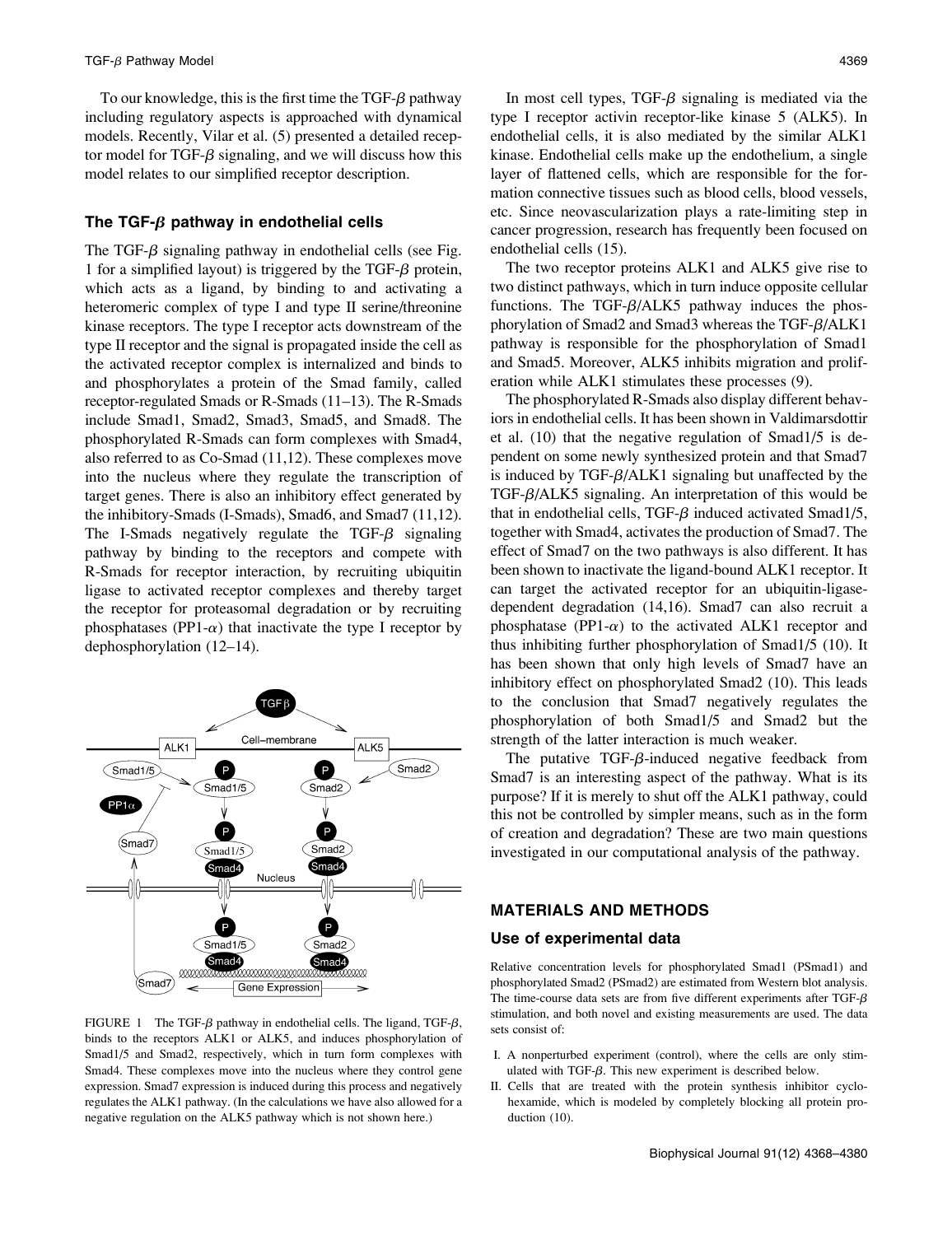To our knowledge, this is the first time the TGF-$\beta$ pathway including regulatory aspects is approached with dynamical models. Recently, Vilar et al. (5) presented a detailed receptor model for TGF-$\beta$ signaling, and we will discuss how this model relates to our simplified receptor description.

### The TGF-$\beta$ pathway in endothelial cells

The TGF-$\beta$ signaling pathway in endothelial cells (see Fig. 1 for a simplified layout) is triggered by the TGF-$\beta$ protein, which acts as a ligand, by binding to and activating a heteromeric complex of type I and type II serine/threonine kinase receptors. The type I receptor acts downstream of the type II receptor and the signal is propagated inside the cell as the activated receptor complex is internalized and binds to and phosphorylates a protein of the Smad family, called receptor-regulated Smads or R-Smads (11–13). The R-Smads include Smad1, Smad2, Smad3, Smad5, and Smad8. The phosphorylated R-Smads can form complexes with Smad4, also referred to as Co-Smad (11,12). These complexes move into the nucleus where they regulate the transcription of target genes. There is also an inhibitory effect generated by the inhibitory-Smads (I-Smads), Smad6, and Smad7 (11,12). The I-Smads negatively regulate the TGF-$\beta$ signaling pathway by binding to the receptors and compete with R-Smads for receptor interaction, by recruiting ubiquitin ligase to activated receptor complexes and thereby target the receptor for proteasomal degradation or by recruiting phosphatases (PP1-$\alpha$) that inactivate the type I receptor by dephosphorylation (12–14).

FIGURE 1 The TGF-$\beta$ pathway in endothelial cells. The ligand, TGF-$\beta$, binds to the receptors ALK1 or ALK5, and induces phosphorylation of Smad1/5 and Smad2, respectively, which in turn form complexes with Smad4. These complexes move into the nucleus where they control gene expression. Smad7 expression is induced during this process and negatively regulates the ALK1 pathway. (In the calculations we have also allowed for a negative regulation on the ALK5 pathway which is not shown here.)

In most cell types, TGF-$\beta$ signaling is mediated via the type I receptor activin receptor-like kinase 5 (ALK5). In endothelial cells, it is also mediated by the similar ALK1 kinase. Endothelial cells make up the endothelium, a single layer of flattened cells, which are responsible for the formation connective tissues such as blood cells, blood vessels, etc. Since neovascularization plays a rate-limiting step in cancer progression, research has frequently been focused on endothelial cells (15).

The two receptor proteins ALK1 and ALK5 give rise to two distinct pathways, which in turn induce opposite cellular functions. The TGF-$\beta$/ALK5 pathway induces the phosphorylation of Smad2 and Smad3 whereas the TGF-$\beta$/ALK1 pathway is responsible for the phosphorylation of Smad1 and Smad5. Moreover, ALK5 inhibits migration and proliferation while ALK1 stimulates these processes (9).

The phosphorylated R-Smads also display different behaviors in endothelial cells. It has been shown in Valdimarsdottir et al. (10) that the negative regulation of Smad1/5 is dependent on some newly synthesized protein and that Smad7 is induced by TGF-$\beta$/ALK1 signaling but unaffected by the TGF-$\beta$/ALK5 signaling. An interpretation of this would be that in endothelial cells, TGF-$\beta$ induced activated Smad1/5, together with Smad4, activates the production of Smad7. The effect of Smad7 on the two pathways is also different. It has been shown to inactivate the ligand-bound ALK1 receptor. It can target the activated receptor for an ubiquitin-ligase-dependent degradation (14,16). Smad7 can also recruit a phosphatase (PP1-$\alpha$) to the activated ALK1 receptor and thus inhibiting further phosphorylation of Smad1/5 (10). It has been shown that only high levels of Smad7 have an inhibitory effect on phosphorylated Smad2 (10). This leads to the conclusion that Smad7 negatively regulates the phosphorylation of both Smad1/5 and Smad2 but the strength of the latter interaction is much weaker.

The putative TGF-$\beta$-induced negative feedback from Smad7 is an interesting aspect of the pathway. What is its purpose? If it is merely to shut off the ALK1 pathway, could this not be controlled by simpler means, such as in the form of creation and degradation? These are two main questions investigated in our computational analysis of the pathway.

## MATERIALS AND METHODS

### Use of experimental data

Relative concentration levels for phosphorylated Smad1 (PSmad1) and phosphorylated Smad2 (PSmad2) are estimated from Western blot analysis. The time-course data sets are from five different experiments after TGF-$\beta$ stimulation, and both novel and existing measurements are used. The data sets consist of:

I. A nonperturbed experiment (control), where the cells are only stimulated with TGF-$\beta$. This new experiment is described below.
II. Cells that are treated with the protein synthesis inhibitor cyclohexamide, which is modeled by completely blocking all protein production (10).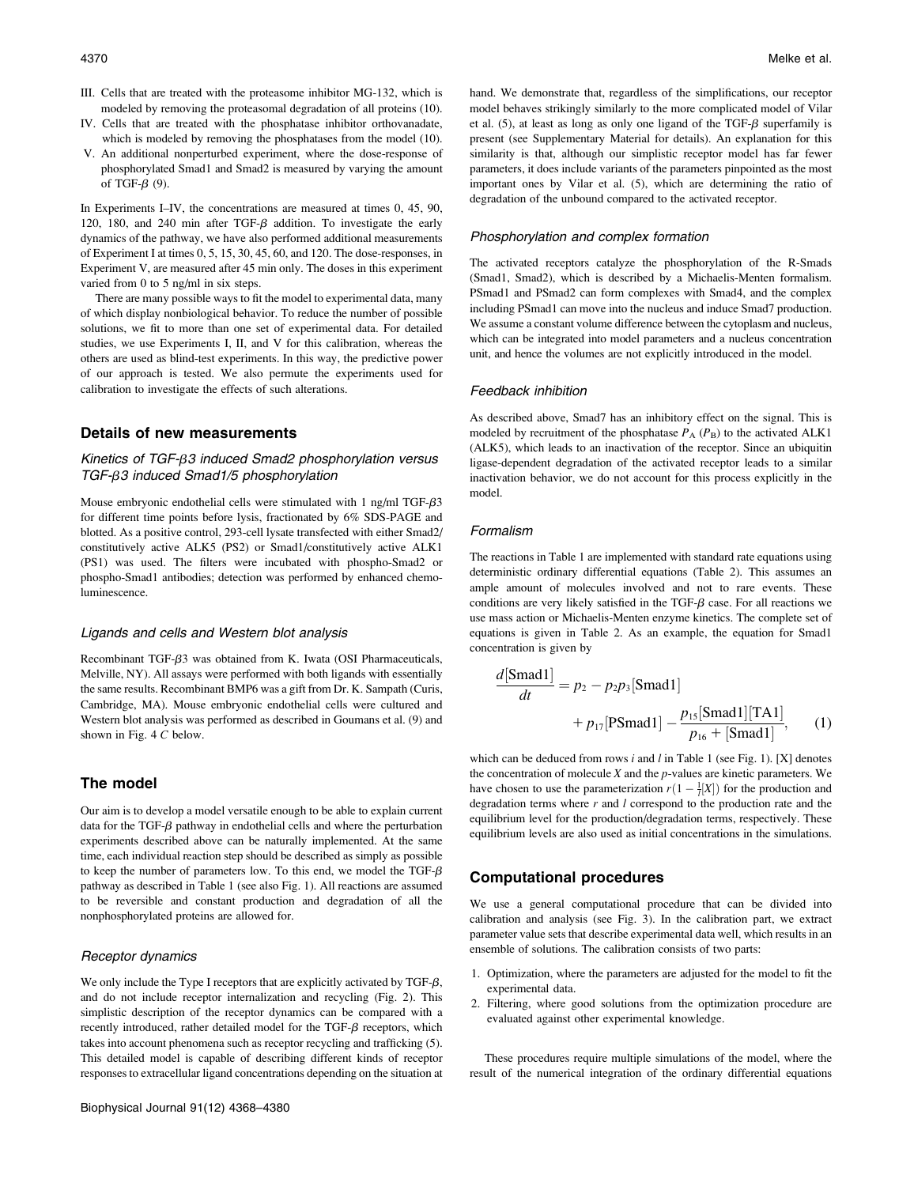III. Cells that are treated with the proteasome inhibitor MG-132, which is modeled by removing the proteasomal degradation of all proteins (10).
IV. Cells that are treated with the phosphatase inhibitor orthovanadate, which is modeled by removing the phosphatases from the model (10).
V. An additional nonperturbed experiment, where the dose-response of phosphorylated Smad1 and Smad2 is measured by varying the amount of TGF-$\beta$ (9).

In Experiments I–IV, the concentrations are measured at times 0, 45, 90, 120, 180, and 240 min after TGF-$\beta$ addition. To investigate the early dynamics of the pathway, we have also performed additional measurements of Experiment I at times 0, 5, 15, 30, 45, 60, and 120. The dose-responses, in Experiment V, are measured after 45 min only. The doses in this experiment varied from 0 to 5 ng/ml in six steps.

There are many possible ways to fit the model to experimental data, many of which display nonbiological behavior. To reduce the number of possible solutions, we fit to more than one set of experimental data. For detailed studies, we use Experiments I, II, and V for this calibration, whereas the others are used as blind-test experiments. In this way, the predictive power of our approach is tested. We also permute the experiments used for calibration to investigate the effects of such alterations.

## Details of new measurements

### Kinetics of TGF-$\beta$3 induced Smad2 phosphorylation versus TGF-$\beta$3 induced Smad1/5 phosphorylation

Mouse embryonic endothelial cells were stimulated with 1 ng/ml TGF-$\beta$3 for different time points before lysis, fractionated by 6% SDS-PAGE and blotted. As a positive control, 293-cell lysate transfected with either Smad2/constitutively active ALK5 (PS2) or Smad1/constitutively active ALK1 (PS1) was used. The filters were incubated with phospho-Smad2 or phospho-Smad1 antibodies; detection was performed by enhanced chemoluminescence.

### Ligands and cells and Western blot analysis

Recombinant TGF-$\beta$3 was obtained from K. Iwata (OSI Pharmaceuticals, Melville, NY). All assays were performed with both ligands with essentially the same results. Recombinant BMP6 was a gift from Dr. K. Sampath (Curis, Cambridge, MA). Mouse embryonic endothelial cells were cultured and Western blot analysis was performed as described in Goumans et al. (9) and shown in Fig. 4 *C* below.

## The model

Our aim is to develop a model versatile enough to be able to explain current data for the TGF-$\beta$ pathway in endothelial cells and where the perturbation experiments described above can be naturally implemented. At the same time, each individual reaction step should be described as simply as possible to keep the number of parameters low. To this end, we model the TGF-$\beta$ pathway as described in Table 1 (see also Fig. 1). All reactions are assumed to be reversible and constant production and degradation of all the nonphosphorylated proteins are allowed for.

### Receptor dynamics

We only include the Type I receptors that are explicitly activated by TGF-$\beta$, and do not include receptor internalization and recycling (Fig. 2). This simplistic description of the receptor dynamics can be compared with a recently introduced, rather detailed model for the TGF-$\beta$ receptors, which takes into account phenomena such as receptor recycling and trafficking (5). This detailed model is capable of describing different kinds of receptor responses to extracellular ligand concentrations depending on the situation at hand. We demonstrate that, regardless of the simplifications, our receptor model behaves strikingly similarly to the more complicated model of Vilar et al. (5), at least as long as only one ligand of the TGF-$\beta$ superfamily is present (see Supplementary Material for details). An explanation for this similarity is that, although our simplistic receptor model has far fewer parameters, it does include variants of the parameters pinpointed as the most important ones by Vilar et al. (5), which are determining the ratio of degradation of the unbound compared to the activated receptor.

### Phosphorylation and complex formation

The activated receptors catalyze the phosphorylation of the R-Smads (Smad1, Smad2), which is described by a Michaelis-Menten formalism. PSmad1 and PSmad2 can form complexes with Smad4, and the complex including PSmad1 can move into the nucleus and induce Smad7 production. We assume a constant volume difference between the cytoplasm and nucleus, which can be integrated into model parameters and a nucleus concentration unit, and hence the volumes are not explicitly introduced in the model.

### Feedback inhibition

As described above, Smad7 has an inhibitory effect on the signal. This is modeled by recruitment of the phosphatase $P_A$ ($P_B$) to the activated ALK1 (ALK5), which leads to an inactivation of the receptor. Since an ubiquitin ligase-dependent degradation of the activated receptor leads to a similar inactivation behavior, we do not account for this process explicitly in the model.

### Formalism

The reactions in Table 1 are implemented with standard rate equations using deterministic ordinary differential equations (Table 2). This assumes an ample amount of molecules involved and not to rare events. These conditions are very likely satisfied in the TGF-$\beta$ case. For all reactions we use mass action or Michaelis-Menten enzyme kinetics. The complete set of equations is given in Table 2. As an example, the equation for Smad1 concentration is given by

$$\frac{d[\text{Smad1}]}{dt} = p_2 - p_2 p_3[\text{Smad1}] + p_{17}[\text{PSmad1}] - \frac{p_{15}[\text{Smad1}][\text{TA1}]}{p_{16} + [\text{Smad1}]}, \quad (1)$$

which can be deduced from rows *i* and *l* in Table 1 (see Fig. 1). [X] denotes the concentration of molecule *X* and the *p*-values are kinetic parameters. We have chosen to use the parameterization $r(1 - \frac{1}{l}[X])$ for the production and degradation terms where *r* and *l* correspond to the production rate and the equilibrium level for the production/degradation terms, respectively. These equilibrium levels are also used as initial concentrations in the simulations.

## Computational procedures

We use a general computational procedure that can be divided into calibration and analysis (see Fig. 3). In the calibration part, we extract parameter value sets that describe experimental data well, which results in an ensemble of solutions. The calibration consists of two parts:

1. Optimization, where the parameters are adjusted for the model to fit the experimental data.
2. Filtering, where good solutions from the optimization procedure are evaluated against other experimental knowledge.

These procedures require multiple simulations of the model, where the result of the numerical integration of the ordinary differential equations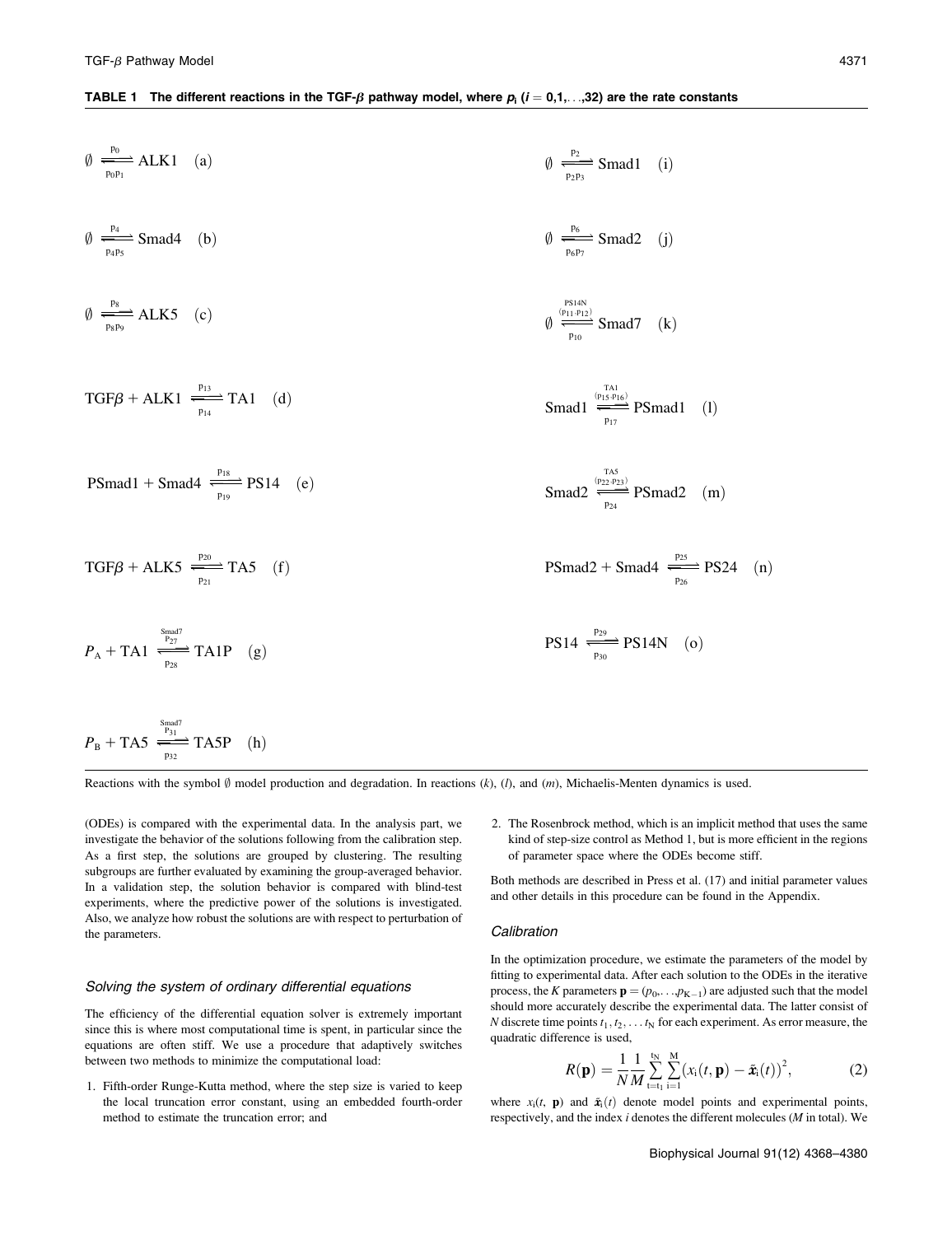**TABLE 1 The different reactions in the TGF-$\beta$ pathway model, where $p_i$ ($i = 0,1,\ldots,32$) are the rate constants**

$$\emptyset \underset{p_0 p_1}{\overset{p_0}{\rightleftharpoons}} \text{ALK1} \quad (a)$$

$$\emptyset \underset{p_2 p_3}{\overset{p_2}{\rightleftharpoons}} \text{Smad1} \quad (i)$$

$$\emptyset \underset{p_4 p_5}{\overset{p_4}{\rightleftharpoons}} \text{Smad4} \quad (b)$$

$$\emptyset \underset{p_6 p_7}{\overset{p_6}{\rightleftharpoons}} \text{Smad2} \quad (j)$$

$$\emptyset \underset{p_8 p_9}{\overset{p_8}{\rightleftharpoons}} \text{ALK5} \quad (c)$$

$$\emptyset \underset{p_{10}}{\overset{\text{PS14N}}{\overset{(p_{11}\cdot p_{12})}{\rightleftharpoons}}} \text{Smad7} \quad (k)$$

$$\text{TGF}\beta + \text{ALK1} \underset{p_{14}}{\overset{p_{13}}{\rightleftharpoons}} \text{TA1} \quad (d)$$

$$\text{Smad1} \underset{p_{17}}{\overset{\text{TA1}}{\overset{(p_{15}\cdot p_{16})}{\rightleftharpoons}}} \text{PSmad1} \quad (l)$$

$$\text{PSmad1} + \text{Smad4} \underset{p_{19}}{\overset{p_{18}}{\rightleftharpoons}} \text{PS14} \quad (e)$$

$$\text{Smad2} \underset{p_{24}}{\overset{\text{TA5}}{\overset{(p_{22}\cdot p_{23})}{\rightleftharpoons}}} \text{PSmad2} \quad (m)$$

$$\text{TGF}\beta + \text{ALK5} \underset{p_{21}}{\overset{p_{20}}{\rightleftharpoons}} \text{TA5} \quad (f)$$

$$\text{PSmad2} + \text{Smad4} \underset{p_{26}}{\overset{p_{25}}{\rightleftharpoons}} \text{PS24} \quad (n)$$

$$P_A + \text{TA1} \underset{p_{28}}{\overset{\text{Smad7}}{\overset{p_{27}}{\rightleftharpoons}}} \text{TA1P} \quad (g)$$

$$\text{PS14} \underset{p_{30}}{\overset{p_{29}}{\rightleftharpoons}} \text{PS14N} \quad (o)$$

$$P_B + \text{TA5} \underset{p_{32}}{\overset{\text{Smad7}}{\overset{p_{31}}{\rightleftharpoons}}} \text{TA5P} \quad (h)$$

Reactions with the symbol $\emptyset$ model production and degradation. In reactions (*k*), (*l*), and (*m*), Michaelis-Menten dynamics is used.

(ODEs) is compared with the experimental data. In the analysis part, we investigate the behavior of the solutions following from the calibration step. As a first step, the solutions are grouped by clustering. The resulting subgroups are further evaluated by examining the group-averaged behavior. In a validation step, the solution behavior is compared with blind-test experiments, where the predictive power of the solutions is investigated. Also, we analyze how robust the solutions are with respect to perturbation of the parameters.

### Solving the system of ordinary differential equations

The efficiency of the differential equation solver is extremely important since this is where most computational time is spent, in particular since the equations are often stiff. We use a procedure that adaptively switches between two methods to minimize the computational load:

1. Fifth-order Runge-Kutta method, where the step size is varied to keep the local truncation error constant, using an embedded fourth-order method to estimate the truncation error; and
2. The Rosenbrock method, which is an implicit method that uses the same kind of step-size control as Method 1, but is more efficient in the regions of parameter space where the ODEs become stiff.

Both methods are described in Press et al. (17) and initial parameter values and other details in this procedure can be found in the Appendix.

### Calibration

In the optimization procedure, we estimate the parameters of the model by fitting to experimental data. After each solution to the ODEs in the iterative process, the $K$ parameters $\mathbf{p} = (p_0, \ldots, p_{K-1})$ are adjusted such that the model should more accurately describe the experimental data. The latter consist of $N$ discrete time points $t_1, t_2, \ldots t_N$ for each experiment. As error measure, the quadratic difference is used,

$$R(\mathbf{p}) = \frac{1}{N}\frac{1}{M}\sum_{t=t_1}^{t_N}\sum_{i=1}^{M}\left(x_i(t,\mathbf{p}) - \tilde{x}_i(t)\right)^2, \tag{2}$$

where $x_i(t, \mathbf{p})$ and $\tilde{x}_i(t)$ denote model points and experimental points, respectively, and the index $i$ denotes the different molecules ($M$ in total). We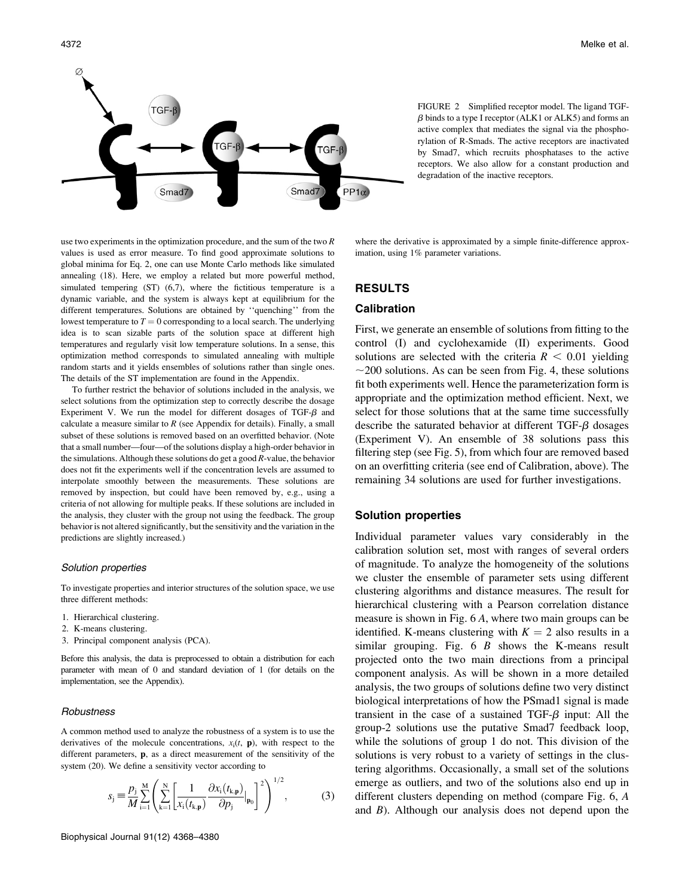FIGURE 2 Simplified receptor model. The ligand TGF-$\beta$ binds to a type I receptor (ALK1 or ALK5) and forms an active complex that mediates the signal via the phosphorylation of R-Smads. The active receptors are inactivated by Smad7, which recruits phosphatases to the active receptors. We also allow for a constant production and degradation of the inactive receptors.

use two experiments in the optimization procedure, and the sum of the two $R$ values is used as error measure. To find good approximate solutions to global minima for Eq. 2, one can use Monte Carlo methods like simulated annealing (18). Here, we employ a related but more powerful method, simulated tempering (ST) (6,7), where the fictitious temperature is a dynamic variable, and the system is always kept at equilibrium for the different temperatures. Solutions are obtained by ''quenching'' from the lowest temperature to $T = 0$ corresponding to a local search. The underlying idea is to scan sizable parts of the solution space at different high temperatures and regularly visit low temperature solutions. In a sense, this optimization method corresponds to simulated annealing with multiple random starts and it yields ensembles of solutions rather than single ones. The details of the ST implementation are found in the Appendix.

To further restrict the behavior of solutions included in the analysis, we select solutions from the optimization step to correctly describe the dosage Experiment V. We run the model for different dosages of TGF-$\beta$ and calculate a measure similar to $R$ (see Appendix for details). Finally, a small subset of these solutions is removed based on an overfitted behavior. (Note that a small number—four—of the solutions display a high-order behavior in the simulations. Although these solutions do get a good $R$-value, the behavior does not fit the experiments well if the concentration levels are assumed to interpolate smoothly between the measurements. These solutions are removed by inspection, but could have been removed by, e.g., using a criteria of not allowing for multiple peaks. If these solutions are included in the analysis, they cluster with the group not using the feedback. The group behavior is not altered significantly, but the sensitivity and the variation in the predictions are slightly increased.)

### *Solution properties*

To investigate properties and interior structures of the solution space, we use three different methods:

1. Hierarchical clustering.
2. K-means clustering.
3. Principal component analysis (PCA).

Before this analysis, the data is preprocessed to obtain a distribution for each parameter with mean of 0 and standard deviation of 1 (for details on the implementation, see the Appendix).

### *Robustness*

A common method used to analyze the robustness of a system is to use the derivatives of the molecule concentrations, $x_i(t, \mathbf{p})$, with respect to the different parameters, $\mathbf{p}$, as a direct measurement of the sensitivity of the system (20). We define a sensitivity vector according to

$$s_j \equiv \frac{p_j}{M} \sum_{i=1}^{M} \left( \sum_{k=1}^{N} \left[ \frac{1}{x_i(t_{k,\mathbf{p}})} \frac{\partial x_i(t_{k,\mathbf{p}})}{\partial p_j} \Big|_{\mathbf{p}_0} \right]^2 \right)^{1/2}, \tag{3}$$

where the derivative is approximated by a simple finite-difference approximation, using 1% parameter variations.

## RESULTS

### Calibration

First, we generate an ensemble of solutions from fitting to the control (I) and cyclohexamide (II) experiments. Good solutions are selected with the criteria $R < 0.01$ yielding $\sim$200 solutions. As can be seen from Fig. 4, these solutions fit both experiments well. Hence the parameterization form is appropriate and the optimization method efficient. Next, we select for those solutions that at the same time successfully describe the saturated behavior at different TGF-$\beta$ dosages (Experiment V). An ensemble of 38 solutions pass this filtering step (see Fig. 5), from which four are removed based on an overfitting criteria (see end of Calibration, above). The remaining 34 solutions are used for further investigations.

### Solution properties

Individual parameter values vary considerably in the calibration solution set, most with ranges of several orders of magnitude. To analyze the homogeneity of the solutions we cluster the ensemble of parameter sets using different clustering algorithms and distance measures. The result for hierarchical clustering with a Pearson correlation distance measure is shown in Fig. 6 *A*, where two main groups can be identified. K-means clustering with $K = 2$ also results in a similar grouping. Fig. 6 *B* shows the K-means result projected onto the two main directions from a principal component analysis. As will be shown in a more detailed analysis, the two groups of solutions define two very distinct biological interpretations of how the PSmad1 signal is made transient in the case of a sustained TGF-$\beta$ input: All the group-2 solutions use the putative Smad7 feedback loop, while the solutions of group 1 do not. This division of the solutions is very robust to a variety of settings in the clustering algorithms. Occasionally, a small set of the solutions emerge as outliers, and two of the solutions also end up in different clusters depending on method (compare Fig. 6, *A* and *B*). Although our analysis does not depend upon the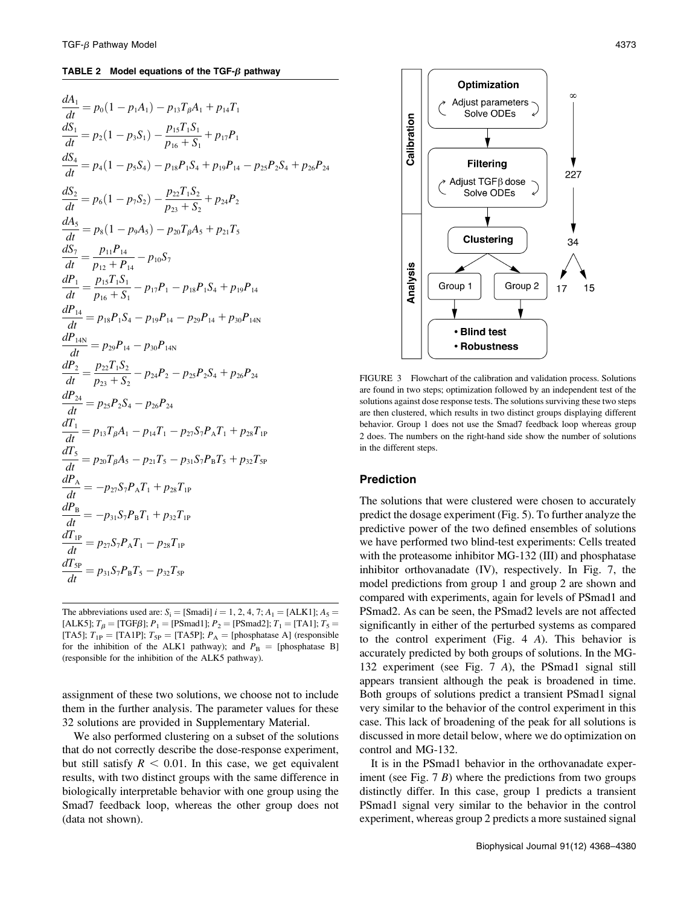**TABLE 2 Model equations of the TGF-β pathway**

$$\frac{dA_1}{dt} = p_0(1 - p_1 A_1) - p_{13} T_\beta A_1 + p_{14} T_1$$

$$\frac{dS_1}{dt} = p_2(1 - p_3 S_1) - \frac{p_{15} T_1 S_1}{p_{16} + S_1} + p_{17} P_1$$

$$\frac{dS_4}{dt} = p_4(1 - p_5 S_4) - p_{18} P_1 S_4 + p_{19} P_{14} - p_{25} P_2 S_4 + p_{26} P_{24}$$

$$\frac{dS_2}{dt} = p_6(1 - p_7 S_2) - \frac{p_{22} T_1 S_2}{p_{23} + S_2} + p_{24} P_2$$

$$\frac{dA_5}{dt} = p_8(1 - p_9 A_5) - p_{20} T_\beta A_5 + p_{21} T_5$$

$$\frac{dS_7}{dt} = \frac{p_{11} P_{14}}{p_{12} + P_{14}} - p_{10} S_7$$

$$\frac{dP_1}{dt} = \frac{p_{15} T_1 S_1}{p_{16} + S_1} - p_{17} P_1 - p_{18} P_1 S_4 + p_{19} P_{14}$$

$$\frac{dP_{14}}{dt} = p_{18} P_1 S_4 - p_{19} P_{14} - p_{29} P_{14} + p_{30} P_{14N}$$

$$\frac{dP_{14N}}{dt} = p_{29} P_{14} - p_{30} P_{14N}$$

$$\frac{dP_2}{dt} = \frac{p_{22} T_1 S_2}{p_{23} + S_2} - p_{24} P_2 - p_{25} P_2 S_4 + p_{26} P_{24}$$

$$\frac{dP_{24}}{dt} = p_{25} P_2 S_4 - p_{26} P_{24}$$

$$\frac{dT_1}{dt} = p_{13} T_\beta A_1 - p_{14} T_1 - p_{27} S_7 P_A T_1 + p_{28} T_{1P}$$

$$\frac{dT_5}{dt} = p_{20} T_\beta A_5 - p_{21} T_5 - p_{31} S_7 P_B T_5 + p_{32} T_{5P}$$

$$\frac{dP_A}{dt} = -p_{27} S_7 P_A T_1 + p_{28} T_{1P}$$

$$\frac{dP_B}{dt} = -p_{31} S_7 P_B T_1 + p_{32} T_{1P}$$

$$\frac{dT_{1P}}{dt} = p_{27} S_7 P_A T_1 - p_{28} T_{1P}$$

$$\frac{dT_{5P}}{dt} = p_{31} S_7 P_B T_5 - p_{32} T_{5P}$$

The abbreviations used are: $S_i$ = [Smadi] $i$ = 1, 2, 4, 7; $A_1$ = [ALK1]; $A_5$ = [ALK5]; $T_\beta$ = [TGFβ]; $P_1$ = [PSmad1]; $P_2$ = [PSmad2]; $T_1$ = [TA1]; $T_5$ = [TA5]; $T_{1P}$ = [TA1P]; $T_{5P}$ = [TA5P]; $P_A$ = [phosphatase A] (responsible for the inhibition of the ALK1 pathway); and $P_B$ = [phosphatase B] (responsible for the inhibition of the ALK5 pathway).

assignment of these two solutions, we choose not to include them in the further analysis. The parameter values for these 32 solutions are provided in Supplementary Material.

We also performed clustering on a subset of the solutions that do not correctly describe the dose-response experiment, but still satisfy $R < 0.01$. In this case, we get equivalent results, with two distinct groups with the same difference in biologically interpretable behavior with one group using the Smad7 feedback loop, whereas the other group does not (data not shown).

FIGURE 3 Flowchart of the calibration and validation process. Solutions are found in two steps; optimization followed by an independent test of the solutions against dose response tests. The solutions surviving these two steps are then clustered, which results in two distinct groups displaying different behavior. Group 1 does not use the Smad7 feedback loop whereas group 2 does. The numbers on the right-hand side show the number of solutions in the different steps.

## Prediction

The solutions that were clustered were chosen to accurately predict the dosage experiment (Fig. 5). To further analyze the predictive power of the two defined ensembles of solutions we have performed two blind-test experiments: Cells treated with the proteasome inhibitor MG-132 (III) and phosphatase inhibitor orthovanadate (IV), respectively. In Fig. 7, the model predictions from group 1 and group 2 are shown and compared with experiments, again for levels of PSmad1 and PSmad2. As can be seen, the PSmad2 levels are not affected significantly in either of the perturbed systems as compared to the control experiment (Fig. 4 *A*). This behavior is accurately predicted by both groups of solutions. In the MG-132 experiment (see Fig. 7 *A*), the PSmad1 signal still appears transient although the peak is broadened in time. Both groups of solutions predict a transient PSmad1 signal very similar to the behavior of the control experiment in this case. This lack of broadening of the peak for all solutions is discussed in more detail below, where we do optimization on control and MG-132.

It is in the PSmad1 behavior in the orthovanadate experiment (see Fig. 7 *B*) where the predictions from two groups distinctly differ. In this case, group 1 predicts a transient PSmad1 signal very similar to the behavior in the control experiment, whereas group 2 predicts a more sustained signal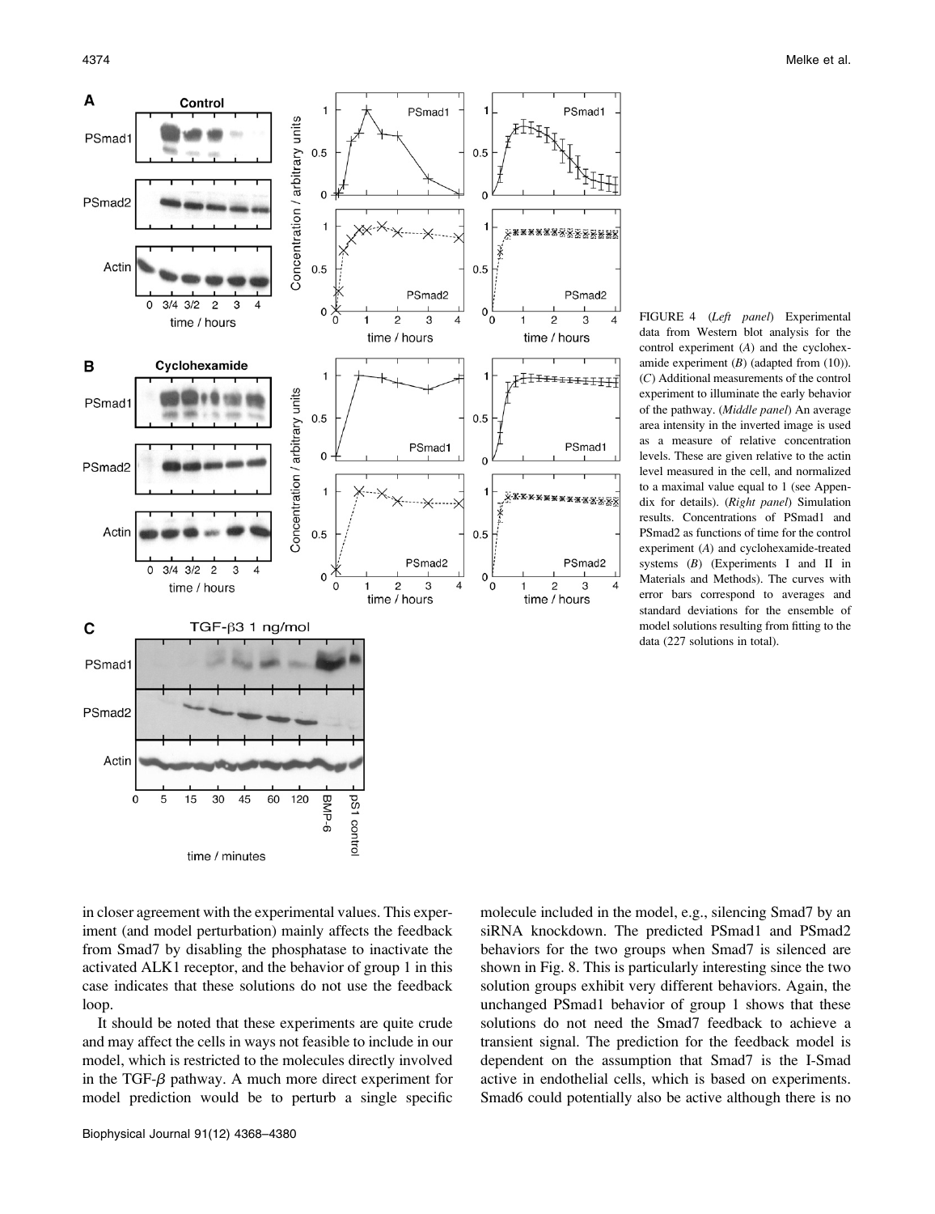FIGURE 4 (*Left panel*) Experimental data from Western blot analysis for the control experiment (*A*) and the cyclohexamide experiment (*B*) (adapted from (10)). (*C*) Additional measurements of the control experiment to illuminate the early behavior of the pathway. (*Middle panel*) An average area intensity in the inverted image is used as a measure of relative concentration levels. These are given relative to the actin level measured in the cell, and normalized to a maximal value equal to 1 (see Appendix for details). (*Right panel*) Simulation results. Concentrations of PSmad1 and PSmad2 as functions of time for the control experiment (*A*) and cyclohexamide-treated systems (*B*) (Experiments I and II in Materials and Methods). The curves with error bars correspond to averages and standard deviations for the ensemble of model solutions resulting from fitting to the data (227 solutions in total).

in closer agreement with the experimental values. This experiment (and model perturbation) mainly affects the feedback from Smad7 by disabling the phosphatase to inactivate the activated ALK1 receptor, and the behavior of group 1 in this case indicates that these solutions do not use the feedback loop.

It should be noted that these experiments are quite crude and may affect the cells in ways not feasible to include in our model, which is restricted to the molecules directly involved in the TGF-$\beta$ pathway. A much more direct experiment for model prediction would be to perturb a single specific molecule included in the model, e.g., silencing Smad7 by an siRNA knockdown. The predicted PSmad1 and PSmad2 behaviors for the two groups when Smad7 is silenced are shown in Fig. 8. This is particularly interesting since the two solution groups exhibit very different behaviors. Again, the unchanged PSmad1 behavior of group 1 shows that these solutions do not need the Smad7 feedback to achieve a transient signal. The prediction for the feedback model is dependent on the assumption that Smad7 is the I-Smad active in endothelial cells, which is based on experiments. Smad6 could potentially also be active although there is no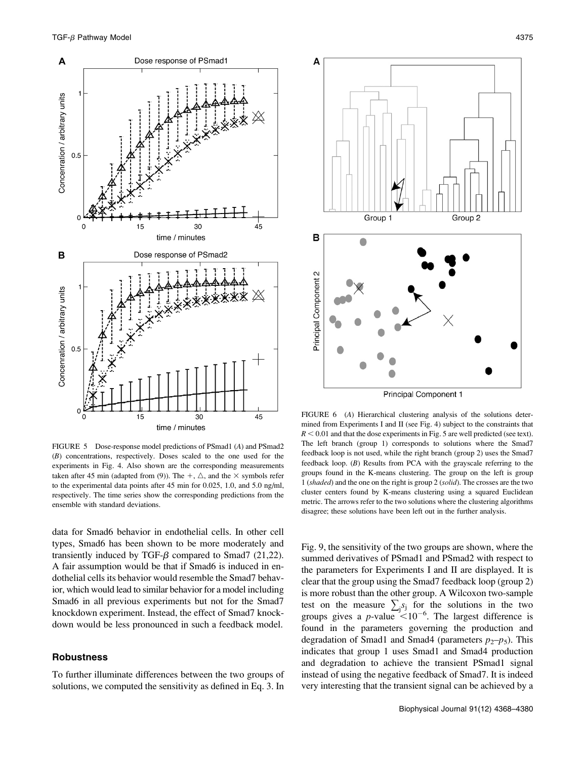FIGURE 5 Dose-response model predictions of PSmad1 (*A*) and PSmad2 (*B*) concentrations, respectively. Doses scaled to the one used for the experiments in Fig. 4. Also shown are the corresponding measurements taken after 45 min (adapted from (9)). The +, △, and the × symbols refer to the experimental data points after 45 min for 0.025, 1.0, and 5.0 ng/ml, respectively. The time series show the corresponding predictions from the ensemble with standard deviations.

FIGURE 6 (*A*) Hierarchical clustering analysis of the solutions determined from Experiments I and II (see Fig. 4) subject to the constraints that $R < 0.01$ and that the dose experiments in Fig. 5 are well predicted (see text). The left branch (group 1) corresponds to solutions where the Smad7 feedback loop is not used, while the right branch (group 2) uses the Smad7 feedback loop. (*B*) Results from PCA with the grayscale referring to the groups found in the K-means clustering. The group on the left is group 1 (*shaded*) and the one on the right is group 2 (*solid*). The crosses are the two cluster centers found by K-means clustering using a squared Euclidean metric. The arrows refer to the two solutions where the clustering algorithms disagree; these solutions have been left out in the further analysis.

data for Smad6 behavior in endothelial cells. In other cell types, Smad6 has been shown to be more moderately and transiently induced by TGF-$\beta$ compared to Smad7 (21,22). A fair assumption would be that if Smad6 is induced in endothelial cells its behavior would resemble the Smad7 behavior, which would lead to similar behavior for a model including Smad6 in all previous experiments but not for the Smad7 knockdown experiment. Instead, the effect of Smad7 knockdown would be less pronounced in such a feedback model.

### Robustness

To further illuminate differences between the two groups of solutions, we computed the sensitivity as defined in Eq. 3. In Fig. 9, the sensitivity of the two groups are shown, where the summed derivatives of PSmad1 and PSmad2 with respect to the parameters for Experiments I and II are displayed. It is clear that the group using the Smad7 feedback loop (group 2) is more robust than the other group. A Wilcoxon two-sample test on the measure $\sum_j s_j$ for the solutions in the two groups gives a $p$-value $< 10^{-6}$. The largest difference is found in the parameters governing the production and degradation of Smad1 and Smad4 (parameters $p_2$–$p_5$). This indicates that group 1 uses Smad1 and Smad4 production and degradation to achieve the transient PSmad1 signal instead of using the negative feedback of Smad7. It is indeed very interesting that the transient signal can be achieved by a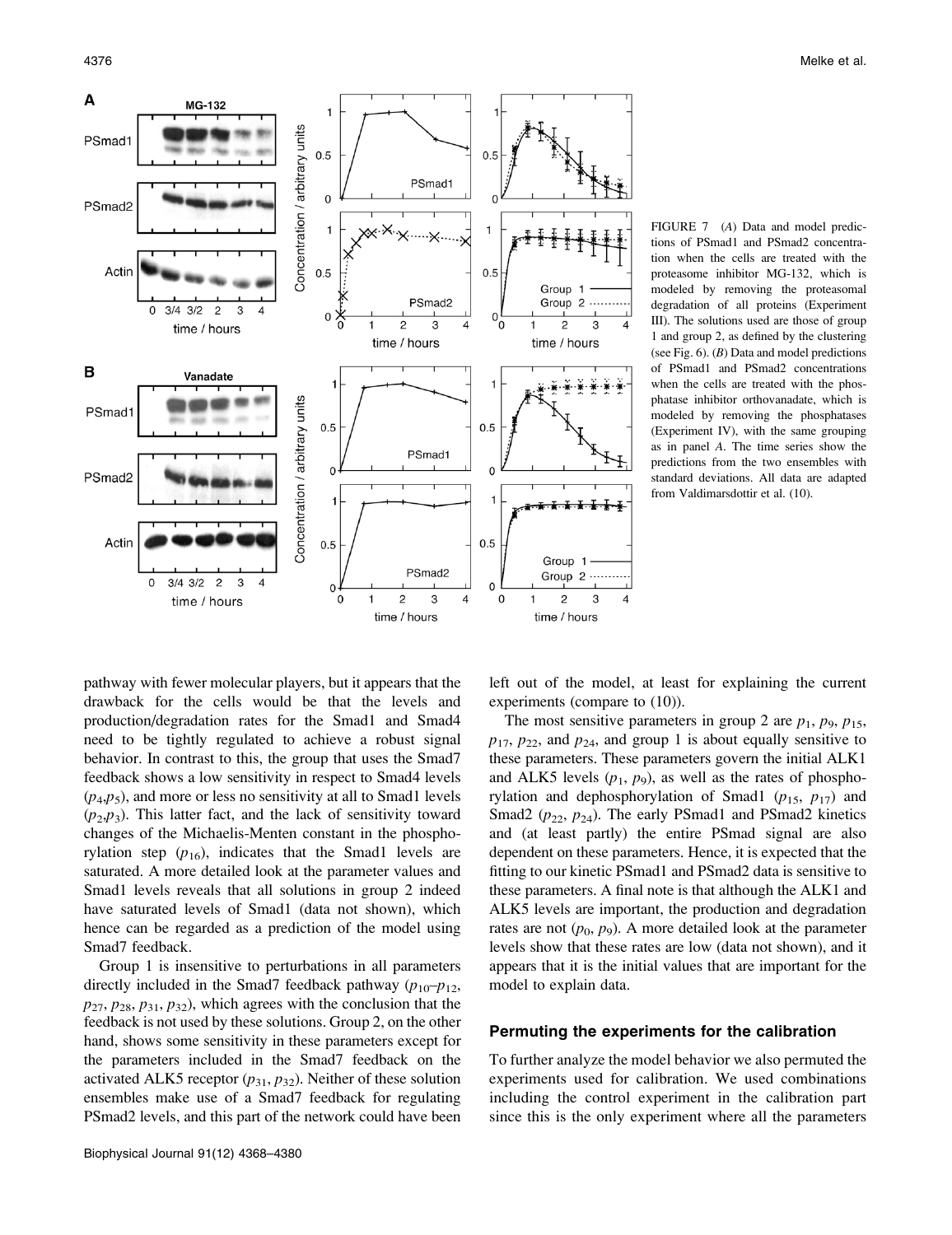FIGURE 7 (*A*) Data and model predictions of PSmad1 and PSmad2 concentration when the cells are treated with the proteasome inhibitor MG-132, which is modeled by removing the proteasomal degradation of all proteins (Experiment III). The solutions used are those of group 1 and group 2, as defined by the clustering (see Fig. 6). (*B*) Data and model predictions of PSmad1 and PSmad2 concentrations when the cells are treated with the phosphatase inhibitor orthovanadate, which is modeled by removing the phosphatases (Experiment IV), with the same grouping as in panel *A*. The time series show the predictions from the two ensembles with standard deviations. All data are adapted from Valdimarsdottir et al. (10).

pathway with fewer molecular players, but it appears that the drawback for the cells would be that the levels and production/degradation rates for the Smad1 and Smad4 need to be tightly regulated to achieve a robust signal behavior. In contrast to this, the group that uses the Smad7 feedback shows a low sensitivity in respect to Smad4 levels ($p_4$,$p_5$), and more or less no sensitivity at all to Smad1 levels ($p_2$,$p_3$). This latter fact, and the lack of sensitivity toward changes of the Michaelis-Menten constant in the phosphorylation step ($p_{16}$), indicates that the Smad1 levels are saturated. A more detailed look at the parameter values and Smad1 levels reveals that all solutions in group 2 indeed have saturated levels of Smad1 (data not shown), which hence can be regarded as a prediction of the model using Smad7 feedback.

Group 1 is insensitive to perturbations in all parameters directly included in the Smad7 feedback pathway ($p_{10}$–$p_{12}$, $p_{27}$, $p_{28}$, $p_{31}$, $p_{32}$), which agrees with the conclusion that the feedback is not used by these solutions. Group 2, on the other hand, shows some sensitivity in these parameters except for the parameters included in the Smad7 feedback on the activated ALK5 receptor ($p_{31}$, $p_{32}$). Neither of these solution ensembles make use of a Smad7 feedback for regulating PSmad2 levels, and this part of the network could have been left out of the model, at least for explaining the current experiments (compare to (10)).

The most sensitive parameters in group 2 are $p_1$, $p_9$, $p_{15}$, $p_{17}$, $p_{22}$, and $p_{24}$, and group 1 is about equally sensitive to these parameters. These parameters govern the initial ALK1 and ALK5 levels ($p_1$, $p_9$), as well as the rates of phosphorylation and dephosphorylation of Smad1 ($p_{15}$, $p_{17}$) and Smad2 ($p_{22}$, $p_{24}$). The early PSmad1 and PSmad2 kinetics and (at least partly) the entire PSmad signal are also dependent on these parameters. Hence, it is expected that the fitting to our kinetic PSmad1 and PSmad2 data is sensitive to these parameters. A final note is that although the ALK1 and ALK5 levels are important, the production and degradation rates are not ($p_0$, $p_9$). A more detailed look at the parameter levels show that these rates are low (data not shown), and it appears that it is the initial values that are important for the model to explain data.

## Permuting the experiments for the calibration

To further analyze the model behavior we also permuted the experiments used for calibration. We used combinations including the control experiment in the calibration part since this is the only experiment where all the parameters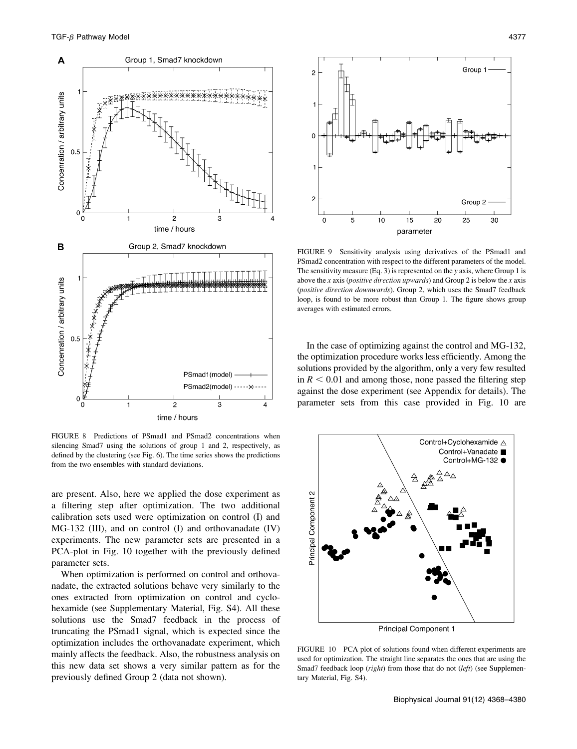FIGURE 8 Predictions of PSmad1 and PSmad2 concentrations when silencing Smad7 using the solutions of group 1 and 2, respectively, as defined by the clustering (see Fig. 6). The time series shows the predictions from the two ensembles with standard deviations.

FIGURE 9 Sensitivity analysis using derivatives of the PSmad1 and PSmad2 concentration with respect to the different parameters of the model. The sensitivity measure (Eq. 3) is represented on the *y* axis, where Group 1 is above the *x* axis (*positive direction upwards*) and Group 2 is below the *x* axis (*positive direction downwards*). Group 2, which uses the Smad7 feedback loop, is found to be more robust than Group 1. The figure shows group averages with estimated errors.

are present. Also, here we applied the dose experiment as a filtering step after optimization. The two additional calibration sets used were optimization on control (I) and MG-132 (III), and on control (I) and orthovanadate (IV) experiments. The new parameter sets are presented in a PCA-plot in Fig. 10 together with the previously defined parameter sets.

When optimization is performed on control and orthovanadate, the extracted solutions behave very similarly to the ones extracted from optimization on control and cyclohexamide (see Supplementary Material, Fig. S4). All these solutions use the Smad7 feedback in the process of truncating the PSmad1 signal, which is expected since the optimization includes the orthovanadate experiment, which mainly affects the feedback. Also, the robustness analysis on this new data set shows a very similar pattern as for the previously defined Group 2 (data not shown).

In the case of optimizing against the control and MG-132, the optimization procedure works less efficiently. Among the solutions provided by the algorithm, only a very few resulted in $R < 0.01$ and among those, none passed the filtering step against the dose experiment (see Appendix for details). The parameter sets from this case provided in Fig. 10 are

FIGURE 10 PCA plot of solutions found when different experiments are used for optimization. The straight line separates the ones that are using the Smad7 feedback loop (*right*) from those that do not (*left*) (see Supplementary Material, Fig. S4).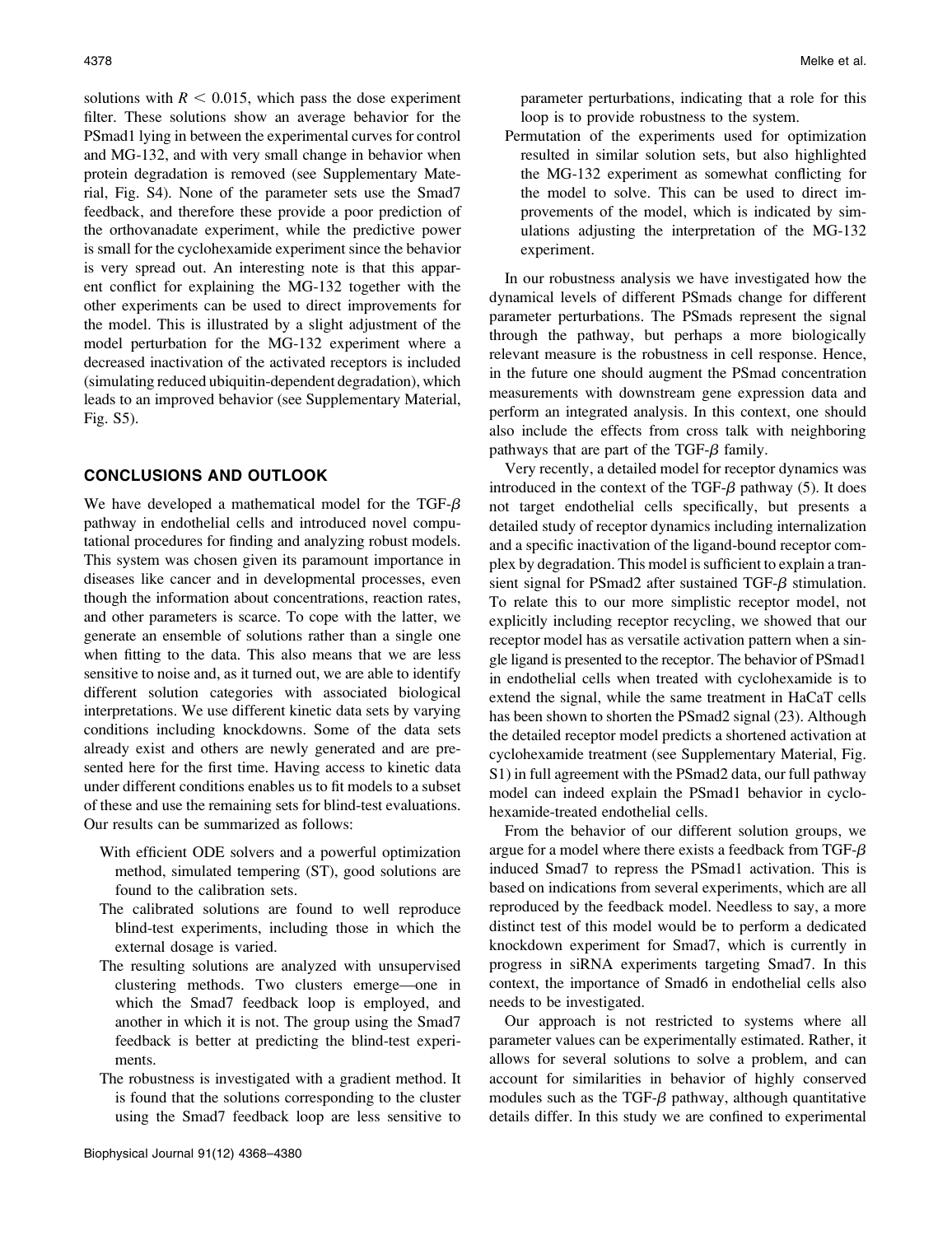solutions with $R < 0.015$, which pass the dose experiment filter. These solutions show an average behavior for the PSmad1 lying in between the experimental curves for control and MG-132, and with very small change in behavior when protein degradation is removed (see Supplementary Material, Fig. S4). None of the parameter sets use the Smad7 feedback, and therefore these provide a poor prediction of the orthovanadate experiment, while the predictive power is small for the cyclohexamide experiment since the behavior is very spread out. An interesting note is that this apparent conflict for explaining the MG-132 together with the other experiments can be used to direct improvements for the model. This is illustrated by a slight adjustment of the model perturbation for the MG-132 experiment where a decreased inactivation of the activated receptors is included (simulating reduced ubiquitin-dependent degradation), which leads to an improved behavior (see Supplementary Material, Fig. S5).

## CONCLUSIONS AND OUTLOOK

We have developed a mathematical model for the TGF-$\beta$ pathway in endothelial cells and introduced novel computational procedures for finding and analyzing robust models. This system was chosen given its paramount importance in diseases like cancer and in developmental processes, even though the information about concentrations, reaction rates, and other parameters is scarce. To cope with the latter, we generate an ensemble of solutions rather than a single one when fitting to the data. This also means that we are less sensitive to noise and, as it turned out, we are able to identify different solution categories with associated biological interpretations. We use different kinetic data sets by varying conditions including knockdowns. Some of the data sets already exist and others are newly generated and are presented here for the first time. Having access to kinetic data under different conditions enables us to fit models to a subset of these and use the remaining sets for blind-test evaluations. Our results can be summarized as follows:

- With efficient ODE solvers and a powerful optimization method, simulated tempering (ST), good solutions are found to the calibration sets.
- The calibrated solutions are found to well reproduce blind-test experiments, including those in which the external dosage is varied.
- The resulting solutions are analyzed with unsupervised clustering methods. Two clusters emerge—one in which the Smad7 feedback loop is employed, and another in which it is not. The group using the Smad7 feedback is better at predicting the blind-test experiments.
- The robustness is investigated with a gradient method. It is found that the solutions corresponding to the cluster using the Smad7 feedback loop are less sensitive to parameter perturbations, indicating that a role for this loop is to provide robustness to the system.
- Permutation of the experiments used for optimization resulted in similar solution sets, but also highlighted the MG-132 experiment as somewhat conflicting for the model to solve. This can be used to direct improvements of the model, which is indicated by simulations adjusting the interpretation of the MG-132 experiment.

In our robustness analysis we have investigated how the dynamical levels of different PSmads change for different parameter perturbations. The PSmads represent the signal through the pathway, but perhaps a more biologically relevant measure is the robustness in cell response. Hence, in the future one should augment the PSmad concentration measurements with downstream gene expression data and perform an integrated analysis. In this context, one should also include the effects from cross talk with neighboring pathways that are part of the TGF-$\beta$ family.

Very recently, a detailed model for receptor dynamics was introduced in the context of the TGF-$\beta$ pathway (5). It does not target endothelial cells specifically, but presents a detailed study of receptor dynamics including internalization and a specific inactivation of the ligand-bound receptor complex by degradation. This model is sufficient to explain a transient signal for PSmad2 after sustained TGF-$\beta$ stimulation. To relate this to our more simplistic receptor model, not explicitly including receptor recycling, we showed that our receptor model has as versatile activation pattern when a single ligand is presented to the receptor. The behavior of PSmad1 in endothelial cells when treated with cyclohexamide is to extend the signal, while the same treatment in HaCaT cells has been shown to shorten the PSmad2 signal (23). Although the detailed receptor model predicts a shortened activation at cyclohexamide treatment (see Supplementary Material, Fig. S1) in full agreement with the PSmad2 data, our full pathway model can indeed explain the PSmad1 behavior in cyclohexamide-treated endothelial cells.

From the behavior of our different solution groups, we argue for a model where there exists a feedback from TGF-$\beta$ induced Smad7 to repress the PSmad1 activation. This is based on indications from several experiments, which are all reproduced by the feedback model. Needless to say, a more distinct test of this model would be to perform a dedicated knockdown experiment for Smad7, which is currently in progress in siRNA experiments targeting Smad7. In this context, the importance of Smad6 in endothelial cells also needs to be investigated.

Our approach is not restricted to systems where all parameter values can be experimentally estimated. Rather, it allows for several solutions to solve a problem, and can account for similarities in behavior of highly conserved modules such as the TGF-$\beta$ pathway, although quantitative details differ. In this study we are confined to experimental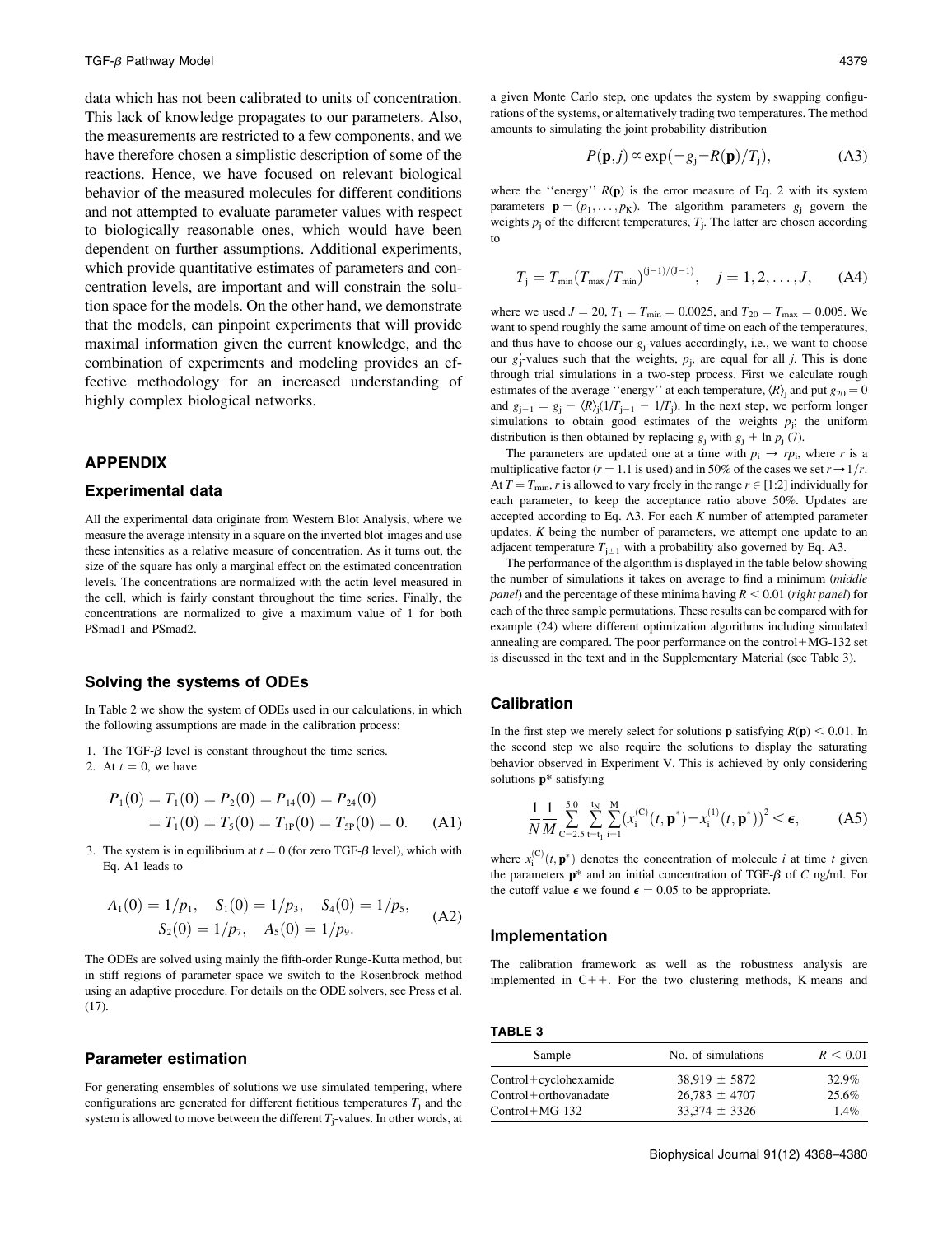data which has not been calibrated to units of concentration. This lack of knowledge propagates to our parameters. Also, the measurements are restricted to a few components, and we have therefore chosen a simplistic description of some of the reactions. Hence, we have focused on relevant biological behavior of the measured molecules for different conditions and not attempted to evaluate parameter values with respect to biologically reasonable ones, which would have been dependent on further assumptions. Additional experiments, which provide quantitative estimates of parameters and concentration levels, are important and will constrain the solution space for the models. On the other hand, we demonstrate that the models, can pinpoint experiments that will provide maximal information given the current knowledge, and the combination of experiments and modeling provides an effective methodology for an increased understanding of highly complex biological networks.

## APPENDIX

### Experimental data

All the experimental data originate from Western Blot Analysis, where we measure the average intensity in a square on the inverted blot-images and use these intensities as a relative measure of concentration. As it turns out, the size of the square has only a marginal effect on the estimated concentration levels. The concentrations are normalized with the actin level measured in the cell, which is fairly constant throughout the time series. Finally, the concentrations are normalized to give a maximum value of 1 for both PSmad1 and PSmad2.

### Solving the systems of ODEs

In Table 2 we show the system of ODEs used in our calculations, in which the following assumptions are made in the calibration process:

1. The TGF-$\beta$ level is constant throughout the time series.
2. At $t = 0$, we have

$$P_1(0) = T_1(0) = P_2(0) = P_{14}(0) = P_{24}(0) = T_1(0) = T_5(0) = T_{1P}(0) = T_{5P}(0) = 0. \quad (A1)$$

3. The system is in equilibrium at $t = 0$ (for zero TGF-$\beta$ level), which with Eq. A1 leads to

$$A_1(0) = 1/p_1, \quad S_1(0) = 1/p_3, \quad S_4(0) = 1/p_5, \quad S_2(0) = 1/p_7, \quad A_5(0) = 1/p_9. \quad (A2)$$

The ODEs are solved using mainly the fifth-order Runge-Kutta method, but in stiff regions of parameter space we switch to the Rosenbrock method using an adaptive procedure. For details on the ODE solvers, see Press et al. (17).

### Parameter estimation

For generating ensembles of solutions we use simulated tempering, where configurations are generated for different fictitious temperatures $T_j$ and the system is allowed to move between the different $T_j$-values. In other words, at a given Monte Carlo step, one updates the system by swapping configurations of the systems, or alternatively trading two temperatures. The method amounts to simulating the joint probability distribution

$$P(\mathbf{p}, j) \propto \exp(-g_j - R(\mathbf{p})/T_j), \quad (A3)$$

where the "energy" $R(\mathbf{p})$ is the error measure of Eq. 2 with its system parameters $\mathbf{p} = (p_1, \ldots, p_K)$. The algorithm parameters $g_j$ govern the weights $p_j$ of the different temperatures, $T_j$. The latter are chosen according to

$$T_j = T_{min}(T_{max}/T_{min})^{(j-1)/(J-1)}, \quad j = 1, 2, \ldots, J, \quad (A4)$$

where we used $J = 20$, $T_1 = T_{min} = 0.0025$, and $T_{20} = T_{max} = 0.005$. We want to spend roughly the same amount of time on each of the temperatures, and thus have to choose our $g_j$-values accordingly, i.e., we want to choose our $g_j'$-values such that the weights, $p_j$, are equal for all $j$. This is done through trial simulations in a two-step process. First we calculate rough estimates of the average "energy" at each temperature, $\langle R \rangle_j$ and put $g_{20} = 0$ and $g_{j-1} = g_j - \langle R \rangle_j (1/T_{j-1} - 1/T_j)$. In the next step, we perform longer simulations to obtain good estimates of the weights $p_j$; the uniform distribution is then obtained by replacing $g_j$ with $g_j + \ln p_j$ (7).

The parameters are updated one at a time with $p_i \rightarrow rp_i$, where $r$ is a multiplicative factor ($r = 1.1$ is used) and in 50% of the cases we set $r \rightarrow 1/r$. At $T = T_{min}$, $r$ is allowed to vary freely in the range $r \in [1{:}2]$ individually for each parameter, to keep the acceptance ratio above 50%. Updates are accepted according to Eq. A3. For each $K$ number of attempted parameter updates, $K$ being the number of parameters, we attempt one update to an adjacent temperature $T_{j\pm1}$ with a probability also governed by Eq. A3.

The performance of the algorithm is displayed in the table below showing the number of simulations it takes on average to find a minimum (*middle panel*) and the percentage of these minima having $R < 0.01$ (*right panel*) for each of the three sample permutations. These results can be compared with for example (24) where different optimization algorithms including simulated annealing are compared. The poor performance on the control+MG-132 set is discussed in the text and in the Supplementary Material (see Table 3).

### Calibration

In the first step we merely select for solutions $\mathbf{p}$ satisfying $R(\mathbf{p}) < 0.01$. In the second step we also require the solutions to display the saturating behavior observed in Experiment V. This is achieved by only considering solutions $\mathbf{p}^*$ satisfying

$$\frac{1}{N}\frac{1}{M}\sum_{C=2.5}^{5.0}\sum_{t=t_1}^{t_N}\sum_{i=1}^{M}\left(x_i^{(C)}(t,\mathbf{p}^*) - x_i^{(1)}(t,\mathbf{p}^*)\right)^2 < \epsilon, \quad (A5)$$

where $x_i^{(C)}(t, \mathbf{p}^*)$ denotes the concentration of molecule $i$ at time $t$ given the parameters $\mathbf{p}^*$ and an initial concentration of TGF-$\beta$ of $C$ ng/ml. For the cutoff value $\epsilon$ we found $\epsilon = 0.05$ to be appropriate.

### Implementation

The calibration framework as well as the robustness analysis are implemented in C++. For the two clustering methods, K-means and

**TABLE 3**

| Sample | No. of simulations | $R < 0.01$ |
|---|---|---|
| Control+cyclohexamide | 38,919 ± 5872 | 32.9% |
| Control+orthovanadate | 26,783 ± 4707 | 25.6% |
| Control+MG-132 | 33,374 ± 3326 | 1.4% |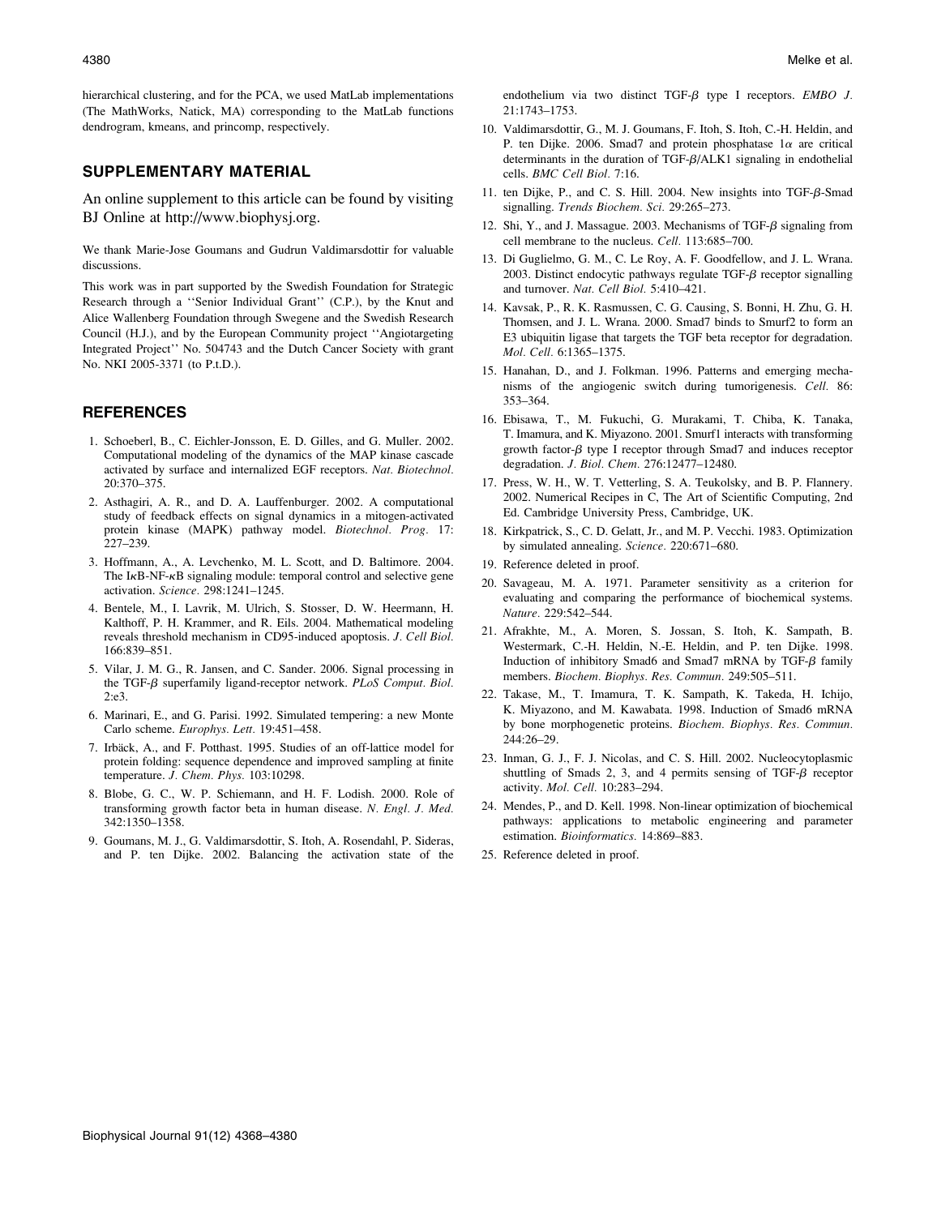hierarchical clustering, and for the PCA, we used MatLab implementations (The MathWorks, Natick, MA) corresponding to the MatLab functions dendrogram, kmeans, and princomp, respectively.

## SUPPLEMENTARY MATERIAL

An online supplement to this article can be found by visiting BJ Online at http://www.biophysj.org.

We thank Marie-Jose Goumans and Gudrun Valdimarsdottir for valuable discussions.

This work was in part supported by the Swedish Foundation for Strategic Research through a ''Senior Individual Grant'' (C.P.), by the Knut and Alice Wallenberg Foundation through Swegene and the Swedish Research Council (H.J.), and by the European Community project ''Angiotargeting Integrated Project'' No. 504743 and the Dutch Cancer Society with grant No. NKI 2005-3371 (to P.t.D.).

## REFERENCES

1. Schoeberl, B., C. Eichler-Jonsson, E. D. Gilles, and G. Muller. 2002. Computational modeling of the dynamics of the MAP kinase cascade activated by surface and internalized EGF receptors. *Nat. Biotechnol.* 20:370–375.
2. Asthagiri, A. R., and D. A. Lauffenburger. 2002. A computational study of feedback effects on signal dynamics in a mitogen-activated protein kinase (MAPK) pathway model. *Biotechnol. Prog.* 17: 227–239.
3. Hoffmann, A., A. Levchenko, M. L. Scott, and D. Baltimore. 2004. The IκB-NF-κB signaling module: temporal control and selective gene activation. *Science.* 298:1241–1245.
4. Bentele, M., I. Lavrik, M. Ulrich, S. Stosser, D. W. Heermann, H. Kalthoff, P. H. Krammer, and R. Eils. 2004. Mathematical modeling reveals threshold mechanism in CD95-induced apoptosis. *J. Cell Biol.* 166:839–851.
5. Vilar, J. M. G., R. Jansen, and C. Sander. 2006. Signal processing in the TGF-β superfamily ligand-receptor network. *PLoS Comput. Biol.* 2:e3.
6. Marinari, E., and G. Parisi. 1992. Simulated tempering: a new Monte Carlo scheme. *Europhys. Lett.* 19:451–458.
7. Irbäck, A., and F. Potthast. 1995. Studies of an off-lattice model for protein folding: sequence dependence and improved sampling at finite temperature. *J. Chem. Phys.* 103:10298.
8. Blobe, G. C., W. P. Schiemann, and H. F. Lodish. 2000. Role of transforming growth factor beta in human disease. *N. Engl. J. Med.* 342:1350–1358.
9. Goumans, M. J., G. Valdimarsdottir, S. Itoh, A. Rosendahl, P. Sideras, and P. ten Dijke. 2002. Balancing the activation state of the endothelium via two distinct TGF-β type I receptors. *EMBO J.* 21:1743–1753.
10. Valdimarsdottir, G., M. J. Goumans, F. Itoh, S. Itoh, C.-H. Heldin, and P. ten Dijke. 2006. Smad7 and protein phosphatase 1α are critical determinants in the duration of TGF-β/ALK1 signaling in endothelial cells. *BMC Cell Biol.* 7:16.
11. ten Dijke, P., and C. S. Hill. 2004. New insights into TGF-β-Smad signalling. *Trends Biochem. Sci.* 29:265–273.
12. Shi, Y., and J. Massague. 2003. Mechanisms of TGF-β signaling from cell membrane to the nucleus. *Cell.* 113:685–700.
13. Di Guglielmo, G. M., C. Le Roy, A. F. Goodfellow, and J. L. Wrana. 2003. Distinct endocytic pathways regulate TGF-β receptor signalling and turnover. *Nat. Cell Biol.* 5:410–421.
14. Kavsak, P., R. K. Rasmussen, C. G. Causing, S. Bonni, H. Zhu, G. H. Thomsen, and J. L. Wrana. 2000. Smad7 binds to Smurf2 to form an E3 ubiquitin ligase that targets the TGF beta receptor for degradation. *Mol. Cell.* 6:1365–1375.
15. Hanahan, D., and J. Folkman. 1996. Patterns and emerging mechanisms of the angiogenic switch during tumorigenesis. *Cell.* 86: 353–364.
16. Ebisawa, T., M. Fukuchi, G. Murakami, T. Chiba, K. Tanaka, T. Imamura, and K. Miyazono. 2001. Smurf1 interacts with transforming growth factor-β type I receptor through Smad7 and induces receptor degradation. *J. Biol. Chem.* 276:12477–12480.
17. Press, W. H., W. T. Vetterling, S. A. Teukolsky, and B. P. Flannery. 2002. Numerical Recipes in C, The Art of Scientific Computing, 2nd Ed. Cambridge University Press, Cambridge, UK.
18. Kirkpatrick, S., C. D. Gelatt, Jr., and M. P. Vecchi. 1983. Optimization by simulated annealing. *Science.* 220:671–680.
19. Reference deleted in proof.
20. Savageau, M. A. 1971. Parameter sensitivity as a criterion for evaluating and comparing the performance of biochemical systems. *Nature.* 229:542–544.
21. Afrakhte, M., A. Moren, S. Jossan, S. Itoh, K. Sampath, B. Westermark, C.-H. Heldin, N.-E. Heldin, and P. ten Dijke. 1998. Induction of inhibitory Smad6 and Smad7 mRNA by TGF-β family members. *Biochem. Biophys. Res. Commun.* 249:505–511.
22. Takase, M., T. Imamura, T. K. Sampath, K. Takeda, H. Ichijo, K. Miyazono, and M. Kawabata. 1998. Induction of Smad6 mRNA by bone morphogenetic proteins. *Biochem. Biophys. Res. Commun.* 244:26–29.
23. Inman, G. J., F. J. Nicolas, and C. S. Hill. 2002. Nucleocytoplasmic shuttling of Smads 2, 3, and 4 permits sensing of TGF-β receptor activity. *Mol. Cell.* 10:283–294.
24. Mendes, P., and D. Kell. 1998. Non-linear optimization of biochemical pathways: applications to metabolic engineering and parameter estimation. *Bioinformatics.* 14:869–883.
25. Reference deleted in proof.